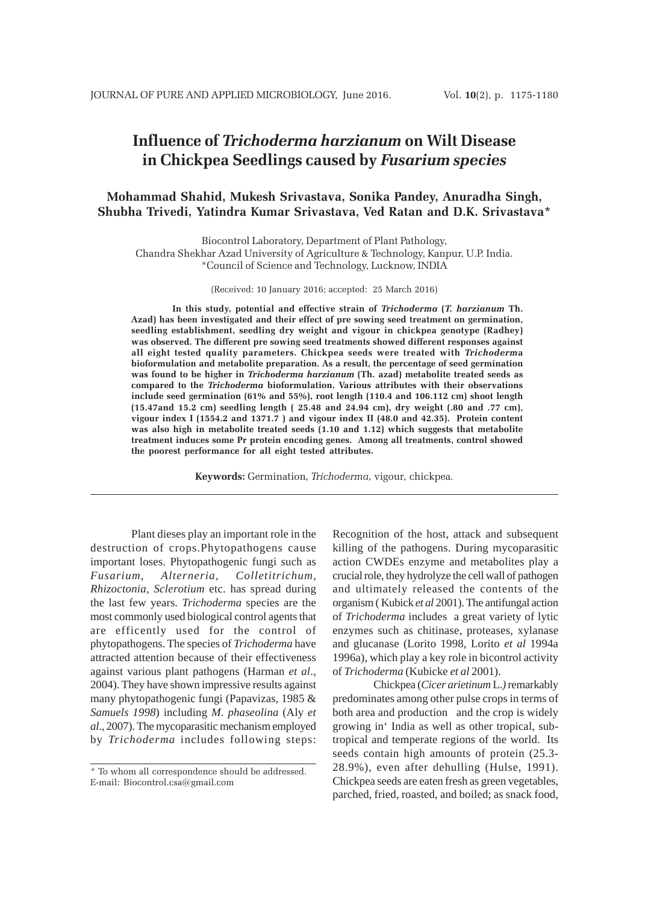# Influence of *Trichoderma harzianum* on Wilt Disease in Chickpea Seedlings caused by *Fusarium species*

**Mohammad Shahid, Mukesh Srivastava, Sonika Pandey, Anuradha Singh, Shubha Trivedi, Yatindra Kumar Srivastava, Ved Ratan and D.K. Srivastava***

Biocontrol Laboratory, Department of Plant Pathology,
Chandra Shekhar Azad University of Agriculture & Technology, Kanpur, U.P. India.
*Council of Science and Technology, Lucknow, INDIA

(Received: 10 January 2016; accepted: 25 March 2016)

**In this study, potential and effective strain of *Trichoderma* (*T. harzianum* Th. Azad) has been investigated and their effect of pre sowing seed treatment on germination, seedling establishment, seedling dry weight and vigour in chickpea genotype (Radhey) was observed. The different pre sowing seed treatments showed different responses against all eight tested quality parameters. Chickpea seeds were treated with *Trichoderm*a bioformulation and metabolite preparation. As a result, the percentage of seed germination was found to be higher in *Trichoderma harzianum* (Th. azad) metabolite treated seeds as compared to the *Trichoderma* bioformulation. Various attributes with their observations include seed germination (61% and 55%), root length (110.4 and 106.112 cm) shoot length (15.47and 15.2 cm) seedling length ( 25.48 and 24.94 cm), dry weight (.80 and .77 cm), vigour index I (1554.2 and 1371.7 ) and vigour index II (48.0 and 42.35). Protein content was also high in metabolite treated seeds (1.10 and 1.12) which suggests that metabolite treatment induces some Pr protein encoding genes. Among all treatments, control showed the poorest performance for all eight tested attributes.**

**Keywords:** Germination, *Trichoderma*, vigour, chickpea.

---

Plant dieses play an important role in the destruction of crops.Phytopathogens cause important loses. Phytopathogenic fungi such as *Fusarium*, *Alterneria*, *Colletitrichum*, *Rhizoctonia*, *Sclerotium* etc. has spread during the last few years. *Trichoderma* species are the most commonly used biological control agents that are efficently used for the control of phytopathogens. The species of *Trichoderma* have attracted attention because of their effectiveness against various plant pathogens (Harman *et al*., 2004). They have shown impressive results against many phytopathogenic fungi (Papavizas, 1985 & *Samuels 1998*) including *M. phaseolina* (Aly *et al*., 2007). The mycoparasitic mechanism employed by *Trichoderma* includes following steps: Recognition of the host, attack and subsequent killing of the pathogens. During mycoparasitic action CWDEs enzyme and metabolites play a crucial role, they hydrolyze the cell wall of pathogen and ultimately released the contents of the organism ( Kubick *et al* 2001). The antifungal action of *Trichoderma* includes a great variety of lytic enzymes such as chitinase, proteases, xylanase and glucanase (Lorito 1998, Lorito *et al* 1994a 1996a), which play a key role in bicontrol activity of *Trichoderma* (Kubicke *et al* 2001).

Chickpea (*Cicer arietinum* L.*)* remarkably predominates among other pulse crops in terms of both area and production and the crop is widely growing in' India as well as other tropical, sub-tropical and temperate regions of the world. Its seeds contain high amounts of protein (25.3-28.9%), even after dehulling (Hulse, 1991). Chickpea seeds are eaten fresh as green vegetables, parched, fried, roasted, and boiled; as snack food,

* To whom all correspondence should be addressed.
E-mail: Biocontrol.csa@gmail.com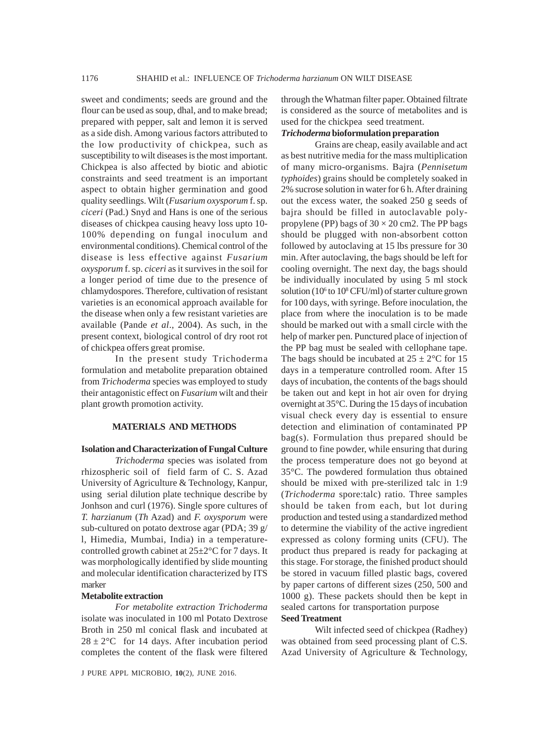sweet and condiments; seeds are ground and the flour can be used as soup, dhal, and to make bread; prepared with pepper, salt and lemon it is served as a side dish. Among various factors attributed to the low productivity of chickpea, such as susceptibility to wilt diseases is the most important. Chickpea is also affected by biotic and abiotic constraints and seed treatment is an important aspect to obtain higher germination and good quality seedlings. Wilt (*Fusarium oxysporum* f. sp. *ciceri* (Pad.) Snyd and Hans is one of the serious diseases of chickpea causing heavy loss upto 10-100% depending on fungal inoculum and environmental conditions). Chemical control of the disease is less effective against *Fusarium oxysporum* f. sp. *ciceri* as it survives in the soil for a longer period of time due to the presence of chlamydospores. Therefore, cultivation of resistant varieties is an economical approach available for the disease when only a few resistant varieties are available (Pande *et al*., 2004). As such, in the present context, biological control of dry root rot of chickpea offers great promise.

In the present study Trichoderma formulation and metabolite preparation obtained from *Trichoderma* species was employed to study their antagonistic effect on *Fusarium* wilt and their plant growth promotion activity.

## MATERIALS AND METHODS

### Isolation and Characterization of Fungal Culture

*Trichoderma* species was isolated from rhizospheric soil of field farm of C. S. Azad University of Agriculture & Technology, Kanpur, using serial dilution plate technique describe by Jonhson and curl (1976). Single spore cultures of *T. harzianum* (*Th* Azad) and *F. oxysporum* were sub-cultured on potato dextrose agar (PDA; 39 g/l, Himedia, Mumbai, India) in a temperature-controlled growth cabinet at 25±2°C for 7 days. It was morphologically identified by slide mounting and molecular identification characterized by ITS marker

### Metabolite extraction

*For metabolite extraction Trichoderma* isolate was inoculated in 100 ml Potato Dextrose Broth in 250 ml conical flask and incubated at 28 ± 2°C for 14 days. After incubation period completes the content of the flask were filtered through the Whatman filter paper. Obtained filtrate is considered as the source of metabolites and is used for the chickpea seed treatment.

### *Trichoderma* bioformulation preparation

Grains are cheap, easily available and act as best nutritive media for the mass multiplication of many micro-organisms. Bajra (*Pennisetum typhoides*) grains should be completely soaked in 2% sucrose solution in water for 6 h. After draining out the excess water, the soaked 250 g seeds of bajra should be filled in autoclavable poly-propylene (PP) bags of 30 × 20 cm2. The PP bags should be plugged with non-absorbent cotton followed by autoclaving at 15 lbs pressure for 30 min. After autoclaving, the bags should be left for cooling overnight. The next day, the bags should be individually inoculated by using 5 ml stock solution ($10^6$ to $10^8$ CFU/ml) of starter culture grown for 100 days, with syringe. Before inoculation, the place from where the inoculation is to be made should be marked out with a small circle with the help of marker pen. Punctured place of injection of the PP bag must be sealed with cellophane tape. The bags should be incubated at 25 ± 2°C for 15 days in a temperature controlled room. After 15 days of incubation, the contents of the bags should be taken out and kept in hot air oven for drying overnight at 35°C. During the 15 days of incubation visual check every day is essential to ensure detection and elimination of contaminated PP bag(s). Formulation thus prepared should be ground to fine powder, while ensuring that during the process temperature does not go beyond at 35°C. The powdered formulation thus obtained should be mixed with pre-sterilized talc in 1:9 (*Trichoderma* spore:talc) ratio. Three samples should be taken from each, but lot during production and tested using a standardized method to determine the viability of the active ingredient expressed as colony forming units (CFU). The product thus prepared is ready for packaging at this stage. For storage, the finished product should be stored in vacuum filled plastic bags, covered by paper cartons of different sizes (250, 500 and 1000 g). These packets should then be kept in sealed cartons for transportation purpose

### Seed Treatment

Wilt infected seed of chickpea (Radhey) was obtained from seed processing plant of C.S. Azad University of Agriculture & Technology,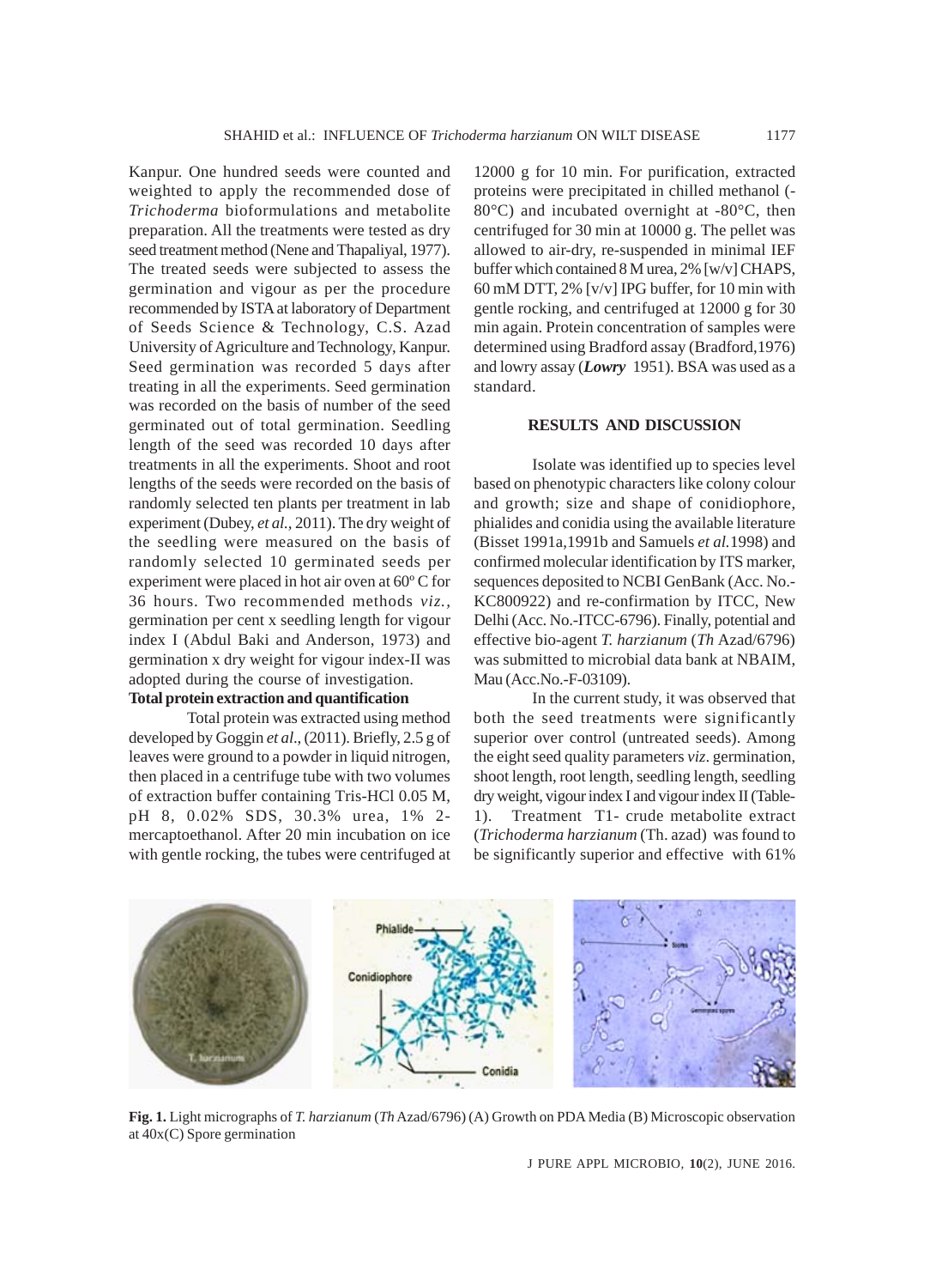Kanpur. One hundred seeds were counted and weighted to apply the recommended dose of *Trichoderma* bioformulations and metabolite preparation. All the treatments were tested as dry seed treatment method (Nene and Thapaliyal, 1977). The treated seeds were subjected to assess the germination and vigour as per the procedure recommended by ISTA at laboratory of Department of Seeds Science & Technology, C.S. Azad University of Agriculture and Technology, Kanpur. Seed germination was recorded 5 days after treating in all the experiments. Seed germination was recorded on the basis of number of the seed germinated out of total germination. Seedling length of the seed was recorded 10 days after treatments in all the experiments. Shoot and root lengths of the seeds were recorded on the basis of randomly selected ten plants per treatment in lab experiment (Dubey, *et al.*, 2011). The dry weight of the seedling were measured on the basis of randomly selected 10 germinated seeds per experiment were placed in hot air oven at 60$^{o}$ C for 36 hours. Two recommended methods *viz.*, germination per cent x seedling length for vigour index I (Abdul Baki and Anderson, 1973) and germination x dry weight for vigour index-II was adopted during the course of investigation.

**Total protein extraction and quantification**

Total protein was extracted using method developed by Goggin *et al*., (2011). Briefly, 2.5 g of leaves were ground to a powder in liquid nitrogen, then placed in a centrifuge tube with two volumes of extraction buffer containing Tris-HCl 0.05 M, pH 8, 0.02% SDS, 30.3% urea, 1% 2-mercaptoethanol. After 20 min incubation on ice with gentle rocking, the tubes were centrifuged at 12000 g for 10 min. For purification, extracted proteins were precipitated in chilled methanol (-80°C) and incubated overnight at -80°C, then centrifuged for 30 min at 10000 g. The pellet was allowed to air-dry, re-suspended in minimal IEF buffer which contained 8 M urea, 2% [w/v] CHAPS, 60 mM DTT, 2% [v/v] IPG buffer, for 10 min with gentle rocking, and centrifuged at 12000 g for 30 min again. Protein concentration of samples were determined using Bradford assay (Bradford,1976) and lowry assay (***Lowry*** 1951). BSA was used as a standard.

## RESULTS AND DISCUSSION

Isolate was identified up to species level based on phenotypic characters like colony colour and growth; size and shape of conidiophore, phialides and conidia using the available literature (Bisset 1991a,1991b and Samuels *et al.*1998) and confirmed molecular identification by ITS marker, sequences deposited to NCBI GenBank (Acc. No.-KC800922) and re-confirmation by ITCC, New Delhi (Acc. No.-ITCC-6796). Finally, potential and effective bio-agent *T. harzianum* (*Th* Azad/6796) was submitted to microbial data bank at NBAIM, Mau (Acc.No.-F-03109).

In the current study, it was observed that both the seed treatments were significantly superior over control (untreated seeds). Among the eight seed quality parameters *viz*. germination, shoot length, root length, seedling length, seedling dry weight, vigour index I and vigour index II (Table-1). Treatment T1- crude metabolite extract (*Trichoderma harzianum* (Th. azad) was found to be significantly superior and effective with 61%

**Fig. 1.** Light micrographs of *T. harzianum* (*Th* Azad/6796) (A) Growth on PDA Media (B) Microscopic observation at 40x(C) Spore germination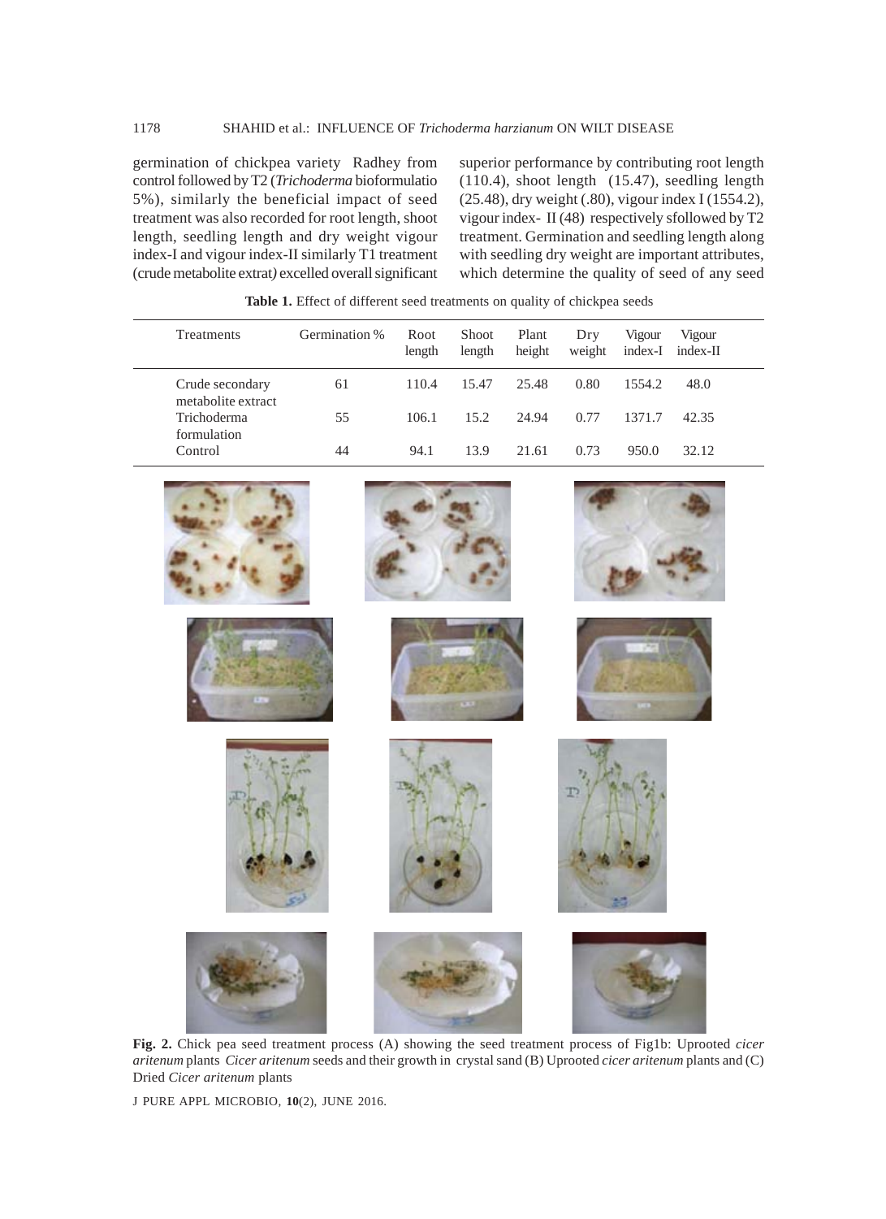germination of chickpea variety Radhey from control followed by T2 (*Trichoderma* bioformulatio 5%), similarly the beneficial impact of seed treatment was also recorded for root length, shoot length, seedling length and dry weight vigour index-I and vigour index-II similarly T1 treatment (crude metabolite extrat) excelled overall significant superior performance by contributing root length (110.4), shoot length (15.47), seedling length (25.48), dry weight (.80), vigour index I (1554.2), vigour index- II (48) respectively sfollowed by T2 treatment. Germination and seedling length along with seedling dry weight are important attributes, which determine the quality of seed of any seed

**Table 1.** Effect of different seed treatments on quality of chickpea seeds

| Treatments | Germination % | Root length | Shoot length | Plant height | Dry weight | Vigour index-I | Vigour index-II |
|---|---|---|---|---|---|---|---|
| Crude secondary metabolite extract | 61 | 110.4 | 15.47 | 25.48 | 0.80 | 1554.2 | 48.0 |
| Trichoderma formulation | 55 | 106.1 | 15.2 | 24.94 | 0.77 | 1371.7 | 42.35 |
| Control | 44 | 94.1 | 13.9 | 21.61 | 0.73 | 950.0 | 32.12 |

**Fig. 2.** Chick pea seed treatment process (A) showing the seed treatment process of Fig1b: Uprooted *cicer aritenum* plants *Cicer aritenum* seeds and their growth in crystal sand (B) Uprooted *cicer aritenum* plants and (C) Dried *Cicer aritenum* plants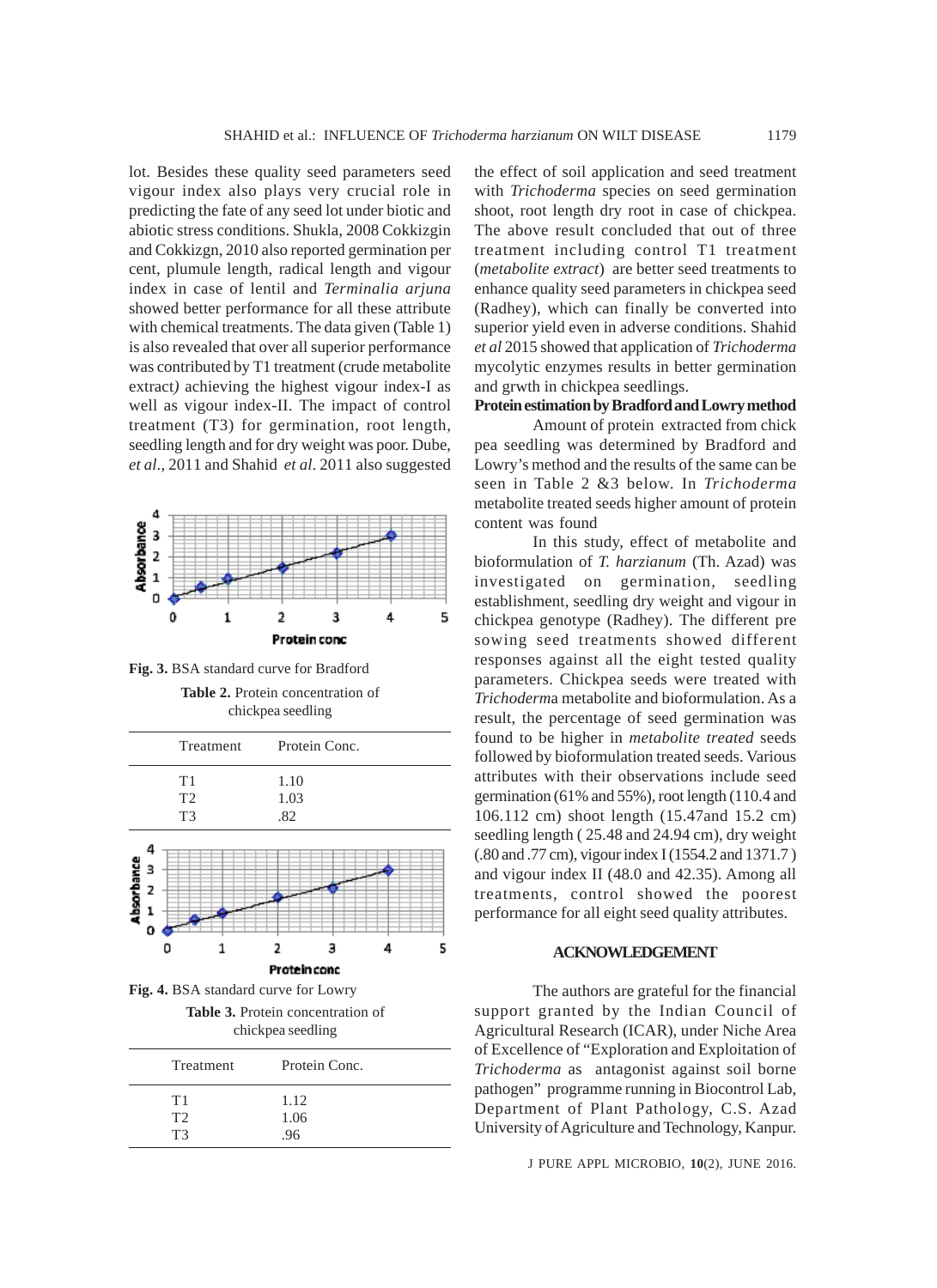lot. Besides these quality seed parameters seed vigour index also plays very crucial role in predicting the fate of any seed lot under biotic and abiotic stress conditions. Shukla, 2008 Cokkizgin and Cokkizgn, 2010 also reported germination per cent, plumule length, radical length and vigour index in case of lentil and *Terminalia arjuna* showed better performance for all these attribute with chemical treatments. The data given (Table 1) is also revealed that over all superior performance was contributed by T1 treatment (crude metabolite extract) achieving the highest vigour index-I as well as vigour index-II. The impact of control treatment (T3) for germination, root length, seedling length and for dry weight was poor. Dube, *et al*., 2011 and Shahid *et al*. 2011 also suggested the effect of soil application and seed treatment with *Trichoderma* species on seed germination shoot, root length dry root in case of chickpea. The above result concluded that out of three treatment including control T1 treatment (*metabolite extract*) are better seed treatments to enhance quality seed parameters in chickpea seed (Radhey), which can finally be converted into superior yield even in adverse conditions. Shahid *et al* 2015 showed that application of *Trichoderma* mycolytic enzymes results in better germination and grwth in chickpea seedlings.

**Fig. 3.** BSA standard curve for Bradford

**Table 2.** Protein concentration of chickpea seedling

| Treatment | Protein Conc. |
|---|---|
| T1 | 1.10 |
| T2 | 1.03 |
| T3 | .82 |

**Fig. 4.** BSA standard curve for Lowry

**Table 3.** Protein concentration of chickpea seedling

| Treatment | Protein Conc. |
|---|---|
| T1 | 1.12 |
| T2 | 1.06 |
| T3 | .96 |

**Protein estimation by Bradford and Lowry method**

Amount of protein extracted from chick pea seedling was determined by Bradford and Lowry's method and the results of the same can be seen in Table 2 &3 below. In *Trichoderma* metabolite treated seeds higher amount of protein content was found

In this study, effect of metabolite and bioformulation of *T. harzianum* (Th. Azad) was investigated on germination, seedling establishment, seedling dry weight and vigour in chickpea genotype (Radhey). The different pre sowing seed treatments showed different responses against all the eight tested quality parameters. Chickpea seeds were treated with *Trichoderm*a metabolite and bioformulation. As a result, the percentage of seed germination was found to be higher in *metabolite treated* seeds followed by bioformulation treated seeds. Various attributes with their observations include seed germination (61% and 55%), root length (110.4 and 106.112 cm) shoot length (15.47and 15.2 cm) seedling length ( 25.48 and 24.94 cm), dry weight (.80 and .77 cm), vigour index I (1554.2 and 1371.7 ) and vigour index II (48.0 and 42.35). Among all treatments, control showed the poorest performance for all eight seed quality attributes.

## ACKNOWLEDGEMENT

The authors are grateful for the financial support granted by the Indian Council of Agricultural Research (ICAR), under Niche Area of Excellence of "Exploration and Exploitation of *Trichoderma* as antagonist against soil borne pathogen" programme running in Biocontrol Lab, Department of Plant Pathology, C.S. Azad University of Agriculture and Technology, Kanpur.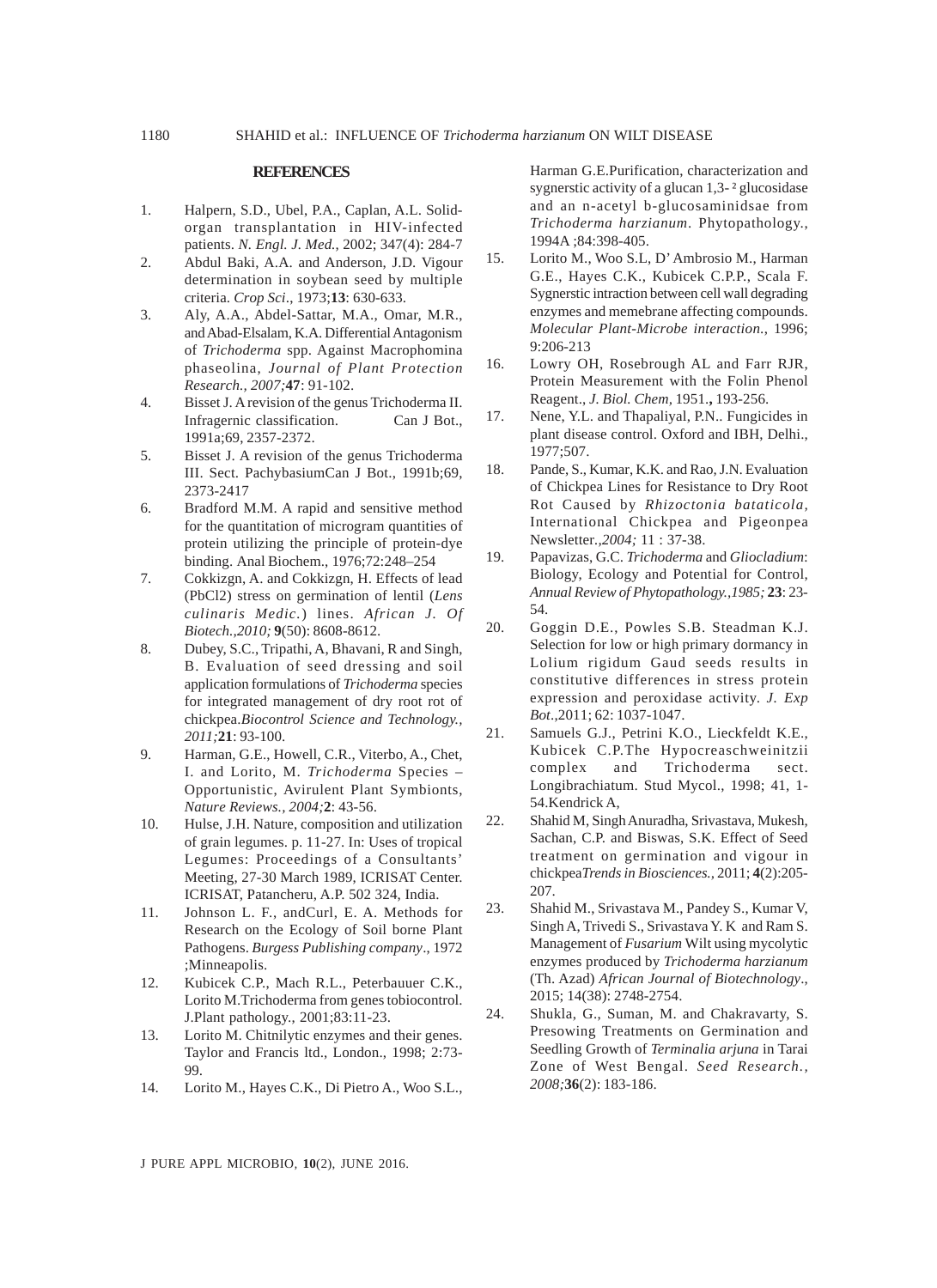## REFERENCES

1. Halpern, S.D., Ubel, P.A., Caplan, A.L. Solid-organ transplantation in HIV-infected patients. *N. Engl. J. Med.*, 2002; 347(4): 284-7
2. Abdul Baki, A.A. and Anderson, J.D. Vigour determination in soybean seed by multiple criteria. *Crop Sci*., 1973;**13**: 630-633.
3. Aly, A.A., Abdel-Sattar, M.A., Omar, M.R., and Abad-Elsalam, K.A. Differential Antagonism of *Trichoderma* spp. Against Macrophomina phaseolina, *Journal of Plant Protection Research., 2007;***47**: 91-102.
4. Bisset J. A revision of the genus Trichoderma II. Infragernic classification. Can J Bot., 1991a;69, 2357-2372.
5. Bisset J. A revision of the genus Trichoderma III. Sect. PachybasiumCan J Bot., 1991b;69, 2373-2417
6. Bradford M.M. A rapid and sensitive method for the quantitation of microgram quantities of protein utilizing the principle of protein-dye binding. Anal Biochem., 1976;72:248–254
7. Cokkizgn, A. and Cokkizgn, H. Effects of lead (PbCl2) stress on germination of lentil (*Lens culinaris Medic*.) lines. *African J. Of Biotech.,2010;* **9**(50): 8608-8612.
8. Dubey, S.C., Tripathi, A, Bhavani, R and Singh, B. Evaluation of seed dressing and soil application formulations of *Trichoderma* species for integrated management of dry root rot of chickpea.*Biocontrol Science and Technology., 2011;***21**: 93-100.
9. Harman, G.E., Howell, C.R., Viterbo, A., Chet, I. and Lorito, M. *Trichoderma* Species – Opportunistic, Avirulent Plant Symbionts, *Nature Reviews., 2004;***2**: 43-56.
10. Hulse, J.H. Nature, composition and utilization of grain legumes. p. 11-27. In: Uses of tropical Legumes: Proceedings of a Consultants' Meeting, 27-30 March 1989, ICRISAT Center. ICRISAT, Patancheru, A.P. 502 324, India.
11. Johnson L. F., andCurl, E. A. Methods for Research on the Ecology of Soil borne Plant Pathogens. *Burgess Publishing company*., 1972 ;Minneapolis.
12. Kubicek C.P., Mach R.L., Peterbauuer C.K., Lorito M.Trichoderma from genes tobiocontrol. J.Plant pathology., 2001;83:11-23.
13. Lorito M. Chitnilytic enzymes and their genes. Taylor and Francis ltd., London., 1998; 2:73-99.
14. Lorito M., Hayes C.K., Di Pietro A., Woo S.L., Harman G.E.Purification, characterization and sygnerstic activity of a glucan 1,3- ² glucosidase and an n-acetyl b-glucosaminidsae from *Trichoderma harzianum*. Phytopathology., 1994A ;84:398-405.
15. Lorito M., Woo S.L, D' Ambrosio M., Harman G.E., Hayes C.K., Kubicek C.P.P., Scala F. Sygnerstic intraction between cell wall degrading enzymes and memebrane affecting compounds. *Molecular Plant-Microbe interaction.*, 1996; 9:206-213
16. Lowry OH, Rosebrough AL and Farr RJR, Protein Measurement with the Folin Phenol Reagent., *J. Biol. Chem,* 1951.**,** 193-256.
17. Nene, Y.L. and Thapaliyal, P.N.. Fungicides in plant disease control. Oxford and IBH, Delhi., 1977;507.
18. Pande, S., Kumar, K.K. and Rao, J.N. Evaluation of Chickpea Lines for Resistance to Dry Root Rot Caused by *Rhizoctonia bataticola,* International Chickpea and Pigeonpea Newsletter.*,2004;* 11 : 37-38.
19. Papavizas, G.C. *Trichoderma* and *Gliocladium*: Biology, Ecology and Potential for Control, *Annual Review of Phytopathology.,1985;* **23**: 23-54.
20. Goggin D.E., Powles S.B. Steadman K.J. Selection for low or high primary dormancy in Lolium rigidum Gaud seeds results in constitutive differences in stress protein expression and peroxidase activity. *J. Exp Bot*.,2011; 62: 1037-1047.
21. Samuels G.J., Petrini K.O., Lieckfeldt K.E., Kubicek C.P.The Hypocreaschweinitzii complex and Trichoderma sect. Longibrachiatum. Stud Mycol., 1998; 41, 1-54.Kendrick A,
22. Shahid M, Singh Anuradha, Srivastava, Mukesh, Sachan, C.P. and Biswas, S.K. Effect of Seed treatment on germination and vigour in chickpea*Trends in Biosciences.*, 2011; **4**(2):205-207.
23. Shahid M., Srivastava M., Pandey S., Kumar V, Singh A, Trivedi S., Srivastava Y. K and Ram S. Management of *Fusarium* Wilt using mycolytic enzymes produced by *Trichoderma harzianum* (Th. Azad) *African Journal of Biotechnology*., 2015; 14(38): 2748-2754.
24. Shukla, G., Suman, M. and Chakravarty, S. Presowing Treatments on Germination and Seedling Growth of *Terminalia arjuna* in Tarai Zone of West Bengal. *Seed Research., 2008;***36**(2): 183-186.